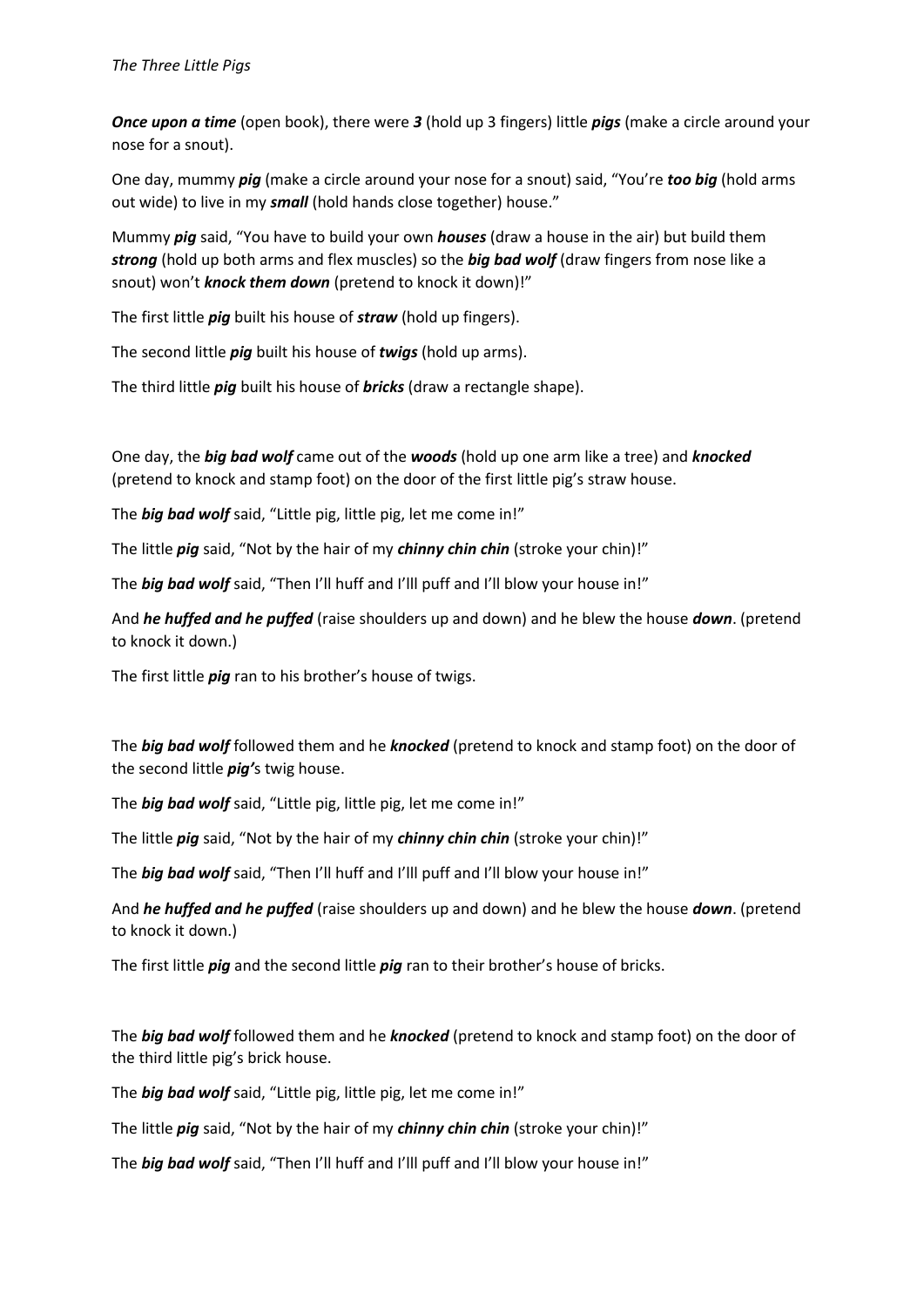*The Three Little Pigs*

***Once upon a time*** (open book), there were ***3*** (hold up 3 fingers) little ***pigs*** (make a circle around your nose for a snout).

One day, mummy ***pig*** (make a circle around your nose for a snout) said, "You're ***too big*** (hold arms out wide) to live in my ***small*** (hold hands close together) house."

Mummy ***pig*** said, "You have to build your own ***houses*** (draw a house in the air) but build them ***strong*** (hold up both arms and flex muscles) so the ***big bad wolf*** (draw fingers from nose like a snout) won't ***knock them down*** (pretend to knock it down)!"

The first little ***pig*** built his house of ***straw*** (hold up fingers).

The second little ***pig*** built his house of ***twigs*** (hold up arms).

The third little ***pig*** built his house of ***bricks*** (draw a rectangle shape).

One day, the ***big bad wolf*** came out of the ***woods*** (hold up one arm like a tree) and ***knocked*** (pretend to knock and stamp foot) on the door of the first little pig's straw house.

The ***big bad wolf*** said, "Little pig, little pig, let me come in!"

The little ***pig*** said, "Not by the hair of my ***chinny chin chin*** (stroke your chin)!"

The ***big bad wolf*** said, "Then I'll huff and I'lll puff and I'll blow your house in!"

And ***he huffed and he puffed*** (raise shoulders up and down) and he blew the house ***down***. (pretend to knock it down.)

The first little ***pig*** ran to his brother's house of twigs.

The ***big bad wolf*** followed them and he ***knocked*** (pretend to knock and stamp foot) on the door of the second little ***pig'***s twig house.

The ***big bad wolf*** said, "Little pig, little pig, let me come in!"

The little ***pig*** said, "Not by the hair of my ***chinny chin chin*** (stroke your chin)!"

The ***big bad wolf*** said, "Then I'll huff and I'lll puff and I'll blow your house in!"

And ***he huffed and he puffed*** (raise shoulders up and down) and he blew the house ***down***. (pretend to knock it down.)

The first little ***pig*** and the second little ***pig*** ran to their brother's house of bricks.

The ***big bad wolf*** followed them and he ***knocked*** (pretend to knock and stamp foot) on the door of the third little pig's brick house.

The ***big bad wolf*** said, "Little pig, little pig, let me come in!"

The little ***pig*** said, "Not by the hair of my ***chinny chin chin*** (stroke your chin)!"

The ***big bad wolf*** said, "Then I'll huff and I'lll puff and I'll blow your house in!"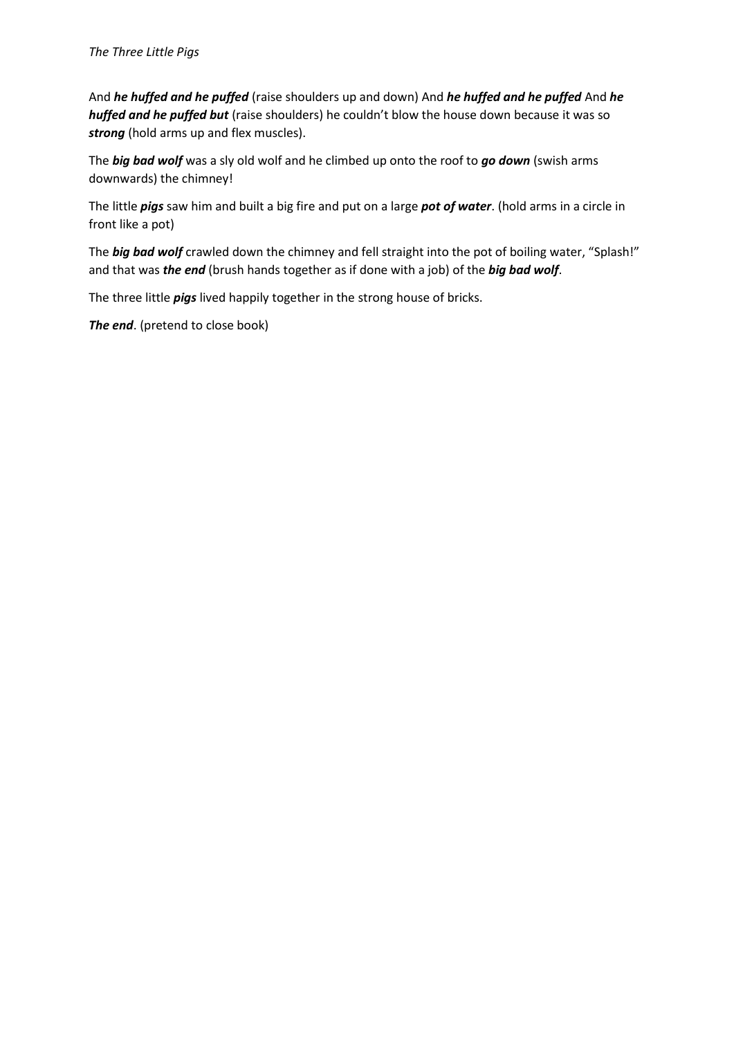And ***he huffed and he puffed*** (raise shoulders up and down) And ***he huffed and he puffed*** And ***he huffed and he puffed but*** (raise shoulders) he couldn't blow the house down because it was so ***strong*** (hold arms up and flex muscles).

The ***big bad wolf*** was a sly old wolf and he climbed up onto the roof to ***go down*** (swish arms downwards) the chimney!

The little ***pigs*** saw him and built a big fire and put on a large ***pot of water***. (hold arms in a circle in front like a pot)

The ***big bad wolf*** crawled down the chimney and fell straight into the pot of boiling water, "Splash!" and that was ***the end*** (brush hands together as if done with a job) of the ***big bad wolf***.

The three little ***pigs*** lived happily together in the strong house of bricks.

***The end***. (pretend to close book)